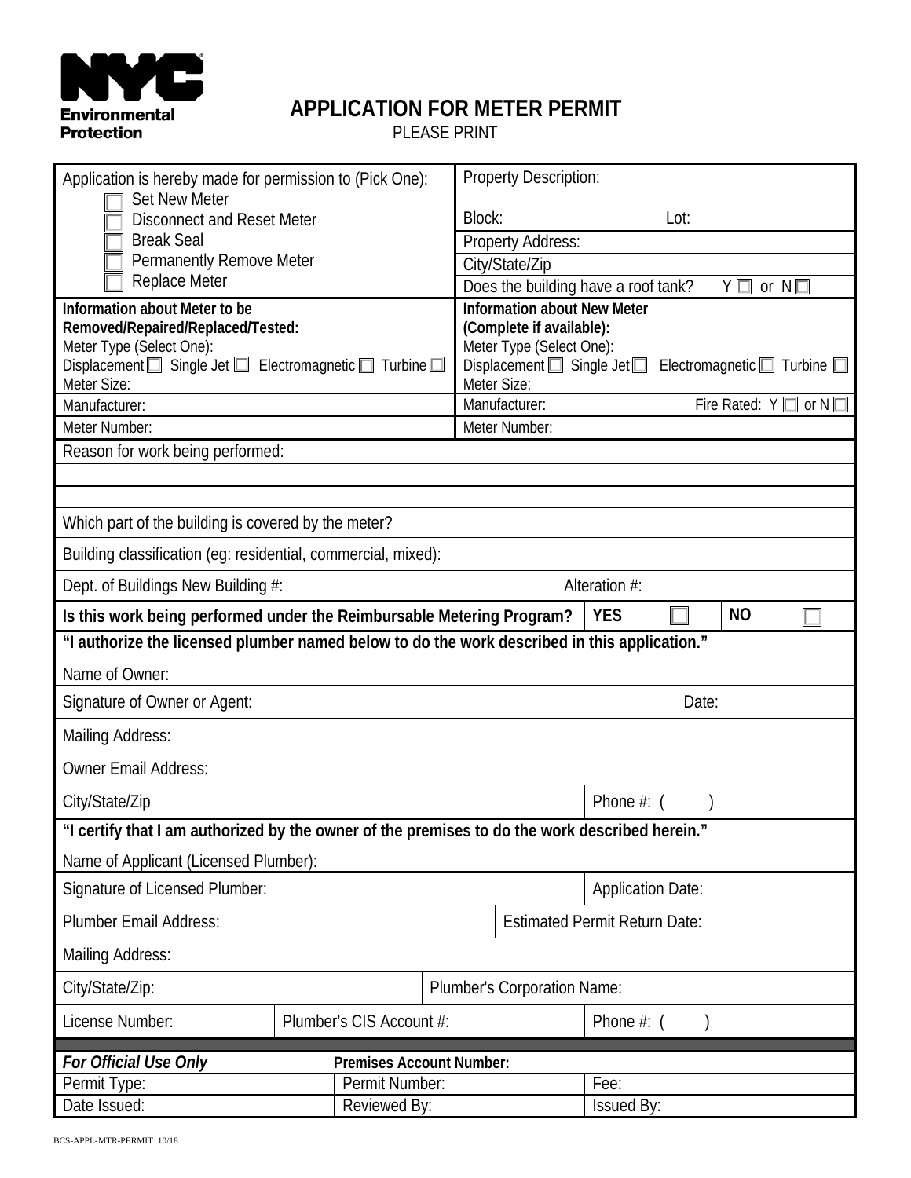NYC Environmental Protection

# APPLICATION FOR METER PERMIT

PLEASE PRINT

| | |
|---|---|
| Application is hereby made for permission to (Pick One):<br>☐ Set New Meter<br>☐ Disconnect and Reset Meter<br>☐ Break Seal<br>☐ Permanently Remove Meter<br>☐ Replace Meter | Property Description:<br><br>Block: Lot:<br>Property Address:<br>City/State/Zip<br>Does the building have a roof tank? Y ☐ or N ☐ |
| **Information about Meter to be Removed/Repaired/Replaced/Tested:**<br>Meter Type (Select One):<br>Displacement ☐ Single Jet ☐ Electromagnetic ☐ Turbine ☐<br>Meter Size: | **Information about New Meter (Complete if available):**<br>Meter Type (Select One):<br>Displacement ☐ Single Jet ☐ Electromagnetic ☐ Turbine ☐<br>Meter Size: |
| Manufacturer: | Manufacturer: Fire Rated: Y ☐ or N ☐ |
| Meter Number: | Meter Number: |

Reason for work being performed:

Which part of the building is covered by the meter?

Building classification (eg: residential, commercial, mixed):

Dept. of Buildings New Building #: Alteration #:

**Is this work being performed under the Reimbursable Metering Program?** **YES** ☐ **NO** ☐

**"I authorize the licensed plumber named below to do the work described in this application."**

Name of Owner:

Signature of Owner or Agent: Date:

Mailing Address:

Owner Email Address:

City/State/Zip Phone #: ( )

**"I certify that I am authorized by the owner of the premises to do the work described herein."**

Name of Applicant (Licensed Plumber):

Signature of Licensed Plumber: Application Date:

Plumber Email Address: Estimated Permit Return Date:

Mailing Address:

City/State/Zip: Plumber's Corporation Name:

License Number: Plumber's CIS Account #: Phone #: ( )

| ***For Official Use Only*** | **Premises Account Number:** | |
|---|---|---|
| Permit Type: | Permit Number: | Fee: |
| Date Issued: | Reviewed By: | Issued By: |

BCS-APPL-MTR-PERMIT 10/18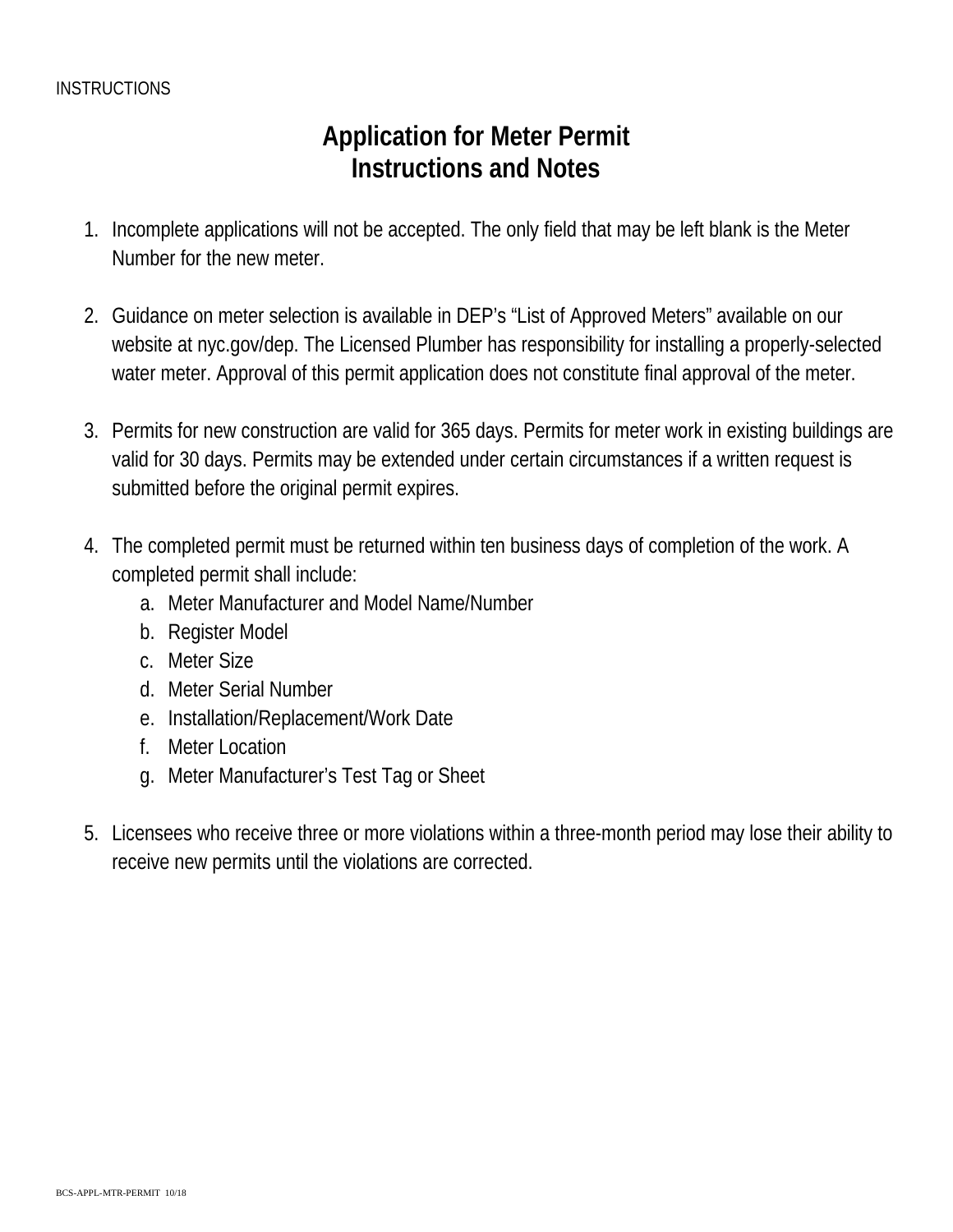INSTRUCTIONS

# Application for Meter Permit
# Instructions and Notes

1. Incomplete applications will not be accepted. The only field that may be left blank is the Meter Number for the new meter.

2. Guidance on meter selection is available in DEP's "List of Approved Meters" available on our website at nyc.gov/dep. The Licensed Plumber has responsibility for installing a properly-selected water meter. Approval of this permit application does not constitute final approval of the meter.

3. Permits for new construction are valid for 365 days. Permits for meter work in existing buildings are valid for 30 days. Permits may be extended under certain circumstances if a written request is submitted before the original permit expires.

4. The completed permit must be returned within ten business days of completion of the work. A completed permit shall include:
    a. Meter Manufacturer and Model Name/Number
    b. Register Model
    c. Meter Size
    d. Meter Serial Number
    e. Installation/Replacement/Work Date
    f. Meter Location
    g. Meter Manufacturer's Test Tag or Sheet

5. Licensees who receive three or more violations within a three-month period may lose their ability to receive new permits until the violations are corrected.

BCS-APPL-MTR-PERMIT 10/18